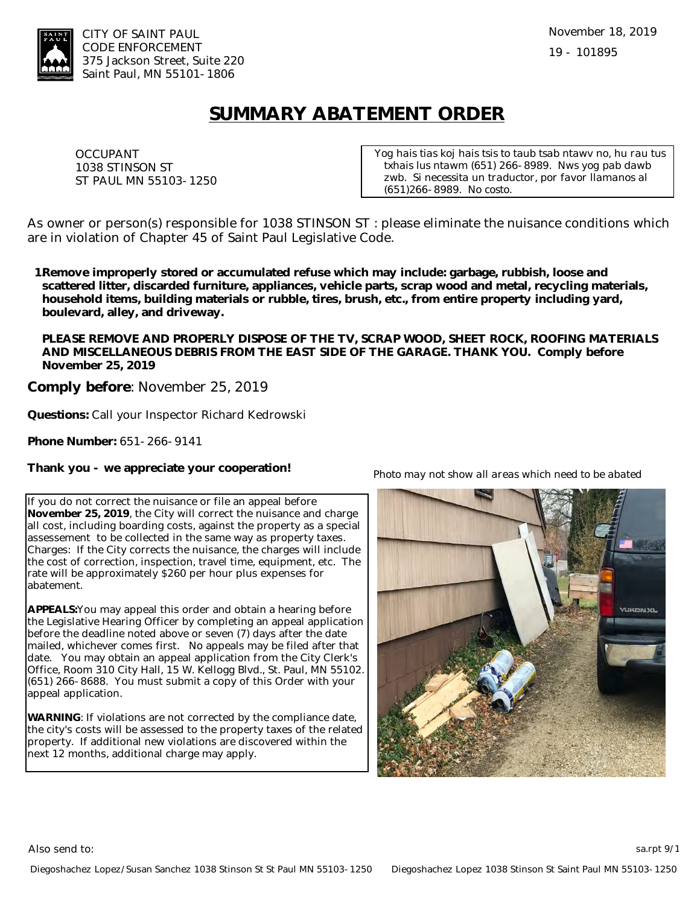CITY OF SAINT PAUL
CODE ENFORCEMENT
375 Jackson Street, Suite 220
Saint Paul, MN 55101-1806

November 18, 2019

19 - 101895

# SUMMARY ABATEMENT ORDER

OCCUPANT
1038 STINSON ST
ST PAUL MN 55103-1250

Yog hais tias koj hais tsis to taub tsab ntawv no, hu rau tus txhais lus ntawm (651) 266-8989. Nws yog pab dawb zwb. Si necessita un traductor, por favor llamanos al (651)266-8989. No costo.

As owner or person(s) responsible for 1038 STINSON ST : please eliminate the nuisance conditions which are in violation of Chapter 45 of Saint Paul Legislative Code.

1. **Remove improperly stored or accumulated refuse which may include: garbage, rubbish, loose and scattered litter, discarded furniture, appliances, vehicle parts, scrap wood and metal, recycling materials, household items, building materials or rubble, tires, brush, etc., from entire property including yard, boulevard, alley, and driveway.**

   **PLEASE REMOVE AND PROPERLY DISPOSE OF THE TV, SCRAP WOOD, SHEET ROCK, ROOFING MATERIALS AND MISCELLANEOUS DEBRIS FROM THE EAST SIDE OF THE GARAGE. THANK YOU. Comply before November 25, 2019**

**Comply before**: November 25, 2019

**Questions:** Call your Inspector Richard Kedrowski

**Phone Number:** 651-266-9141

**Thank you - we appreciate your cooperation!**

*Photo may not show all areas which need to be abated*

If you do not correct the nuisance or file an appeal before **November 25, 2019**, the City will correct the nuisance and charge all cost, including boarding costs, against the property as a special assessement to be collected in the same way as property taxes. Charges: If the City corrects the nuisance, the charges will include the cost of correction, inspection, travel time, equipment, etc. The rate will be approximately $260 per hour plus expenses for abatement.

**APPEALS:** You may appeal this order and obtain a hearing before the Legislative Hearing Officer by completing an appeal application before the deadline noted above or seven (7) days after the date mailed, whichever comes first. No appeals may be filed after that date. You may obtain an appeal application from the City Clerk's Office, Room 310 City Hall, 15 W. Kellogg Blvd., St. Paul, MN 55102. (651) 266-8688. You must submit a copy of this Order with your appeal application.

**WARNING**: If violations are not corrected by the compliance date, the city's costs will be assessed to the property taxes of the related property. If additional new violations are discovered within the next 12 months, additional charge may apply.

Also send to:

sa.rpt 9/1

Diegoshachez Lopez/Susan Sanchez 1038 Stinson St St Paul MN 55103-1250     Diegoshachez Lopez 1038 Stinson St Saint Paul MN 55103-1250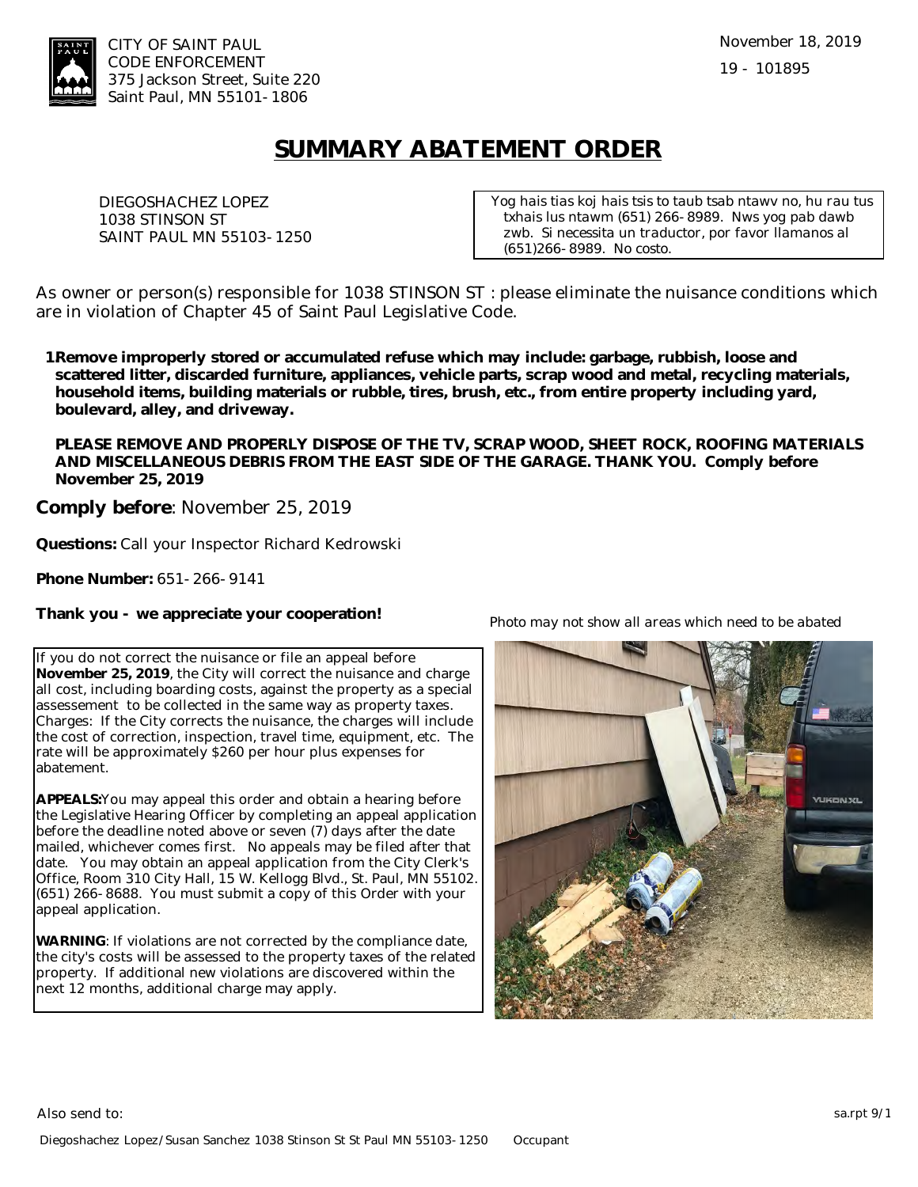CITY OF SAINT PAUL
CODE ENFORCEMENT
375 Jackson Street, Suite 220
Saint Paul, MN 55101-1806

November 18, 2019

19 - 101895

# SUMMARY ABATEMENT ORDER

DIEGOSHACHEZ LOPEZ
1038 STINSON ST
SAINT PAUL MN 55103-1250

*Yog hais tias koj hais tsis to taub tsab ntawv no, hu rau tus txhais lus ntawm (651) 266-8989. Nws yog pab dawb zwb. Si necessita un traductor, por favor llamanos al (651)266-8989. No costo.*

As owner or person(s) responsible for 1038 STINSON ST : please eliminate the nuisance conditions which are in violation of Chapter 45 of Saint Paul Legislative Code.

1. **Remove improperly stored or accumulated refuse which may include: garbage, rubbish, loose and scattered litter, discarded furniture, appliances, vehicle parts, scrap wood and metal, recycling materials, household items, building materials or rubble, tires, brush, etc., from entire property including yard, boulevard, alley, and driveway.**

   **PLEASE REMOVE AND PROPERLY DISPOSE OF THE TV, SCRAP WOOD, SHEET ROCK, ROOFING MATERIALS AND MISCELLANEOUS DEBRIS FROM THE EAST SIDE OF THE GARAGE. THANK YOU. Comply before November 25, 2019**

**Comply before**: November 25, 2019

**Questions:** Call your Inspector Richard Kedrowski

**Phone Number:** 651-266-9141

**Thank you - we appreciate your cooperation!**

*Photo may not show all areas which need to be abated*

If you do not correct the nuisance or file an appeal before **November 25, 2019**, the City will correct the nuisance and charge all cost, including boarding costs, against the property as a special assessement to be collected in the same way as property taxes. Charges: If the City corrects the nuisance, the charges will include the cost of correction, inspection, travel time, equipment, etc. The rate will be approximately $260 per hour plus expenses for abatement.

**APPEALS:** You may appeal this order and obtain a hearing before the Legislative Hearing Officer by completing an appeal application before the deadline noted above or seven (7) days after the date mailed, whichever comes first. No appeals may be filed after that date. You may obtain an appeal application from the City Clerk's Office, Room 310 City Hall, 15 W. Kellogg Blvd., St. Paul, MN 55102. (651) 266-8688. You must submit a copy of this Order with your appeal application.

**WARNING**: If violations are not corrected by the compliance date, the city's costs will be assessed to the property taxes of the related property. If additional new violations are discovered within the next 12 months, additional charge may apply.

Also send to:

Diegoshachez Lopez/Susan Sanchez 1038 Stinson St St Paul MN 55103-1250    Occupant

sa.rpt 9/1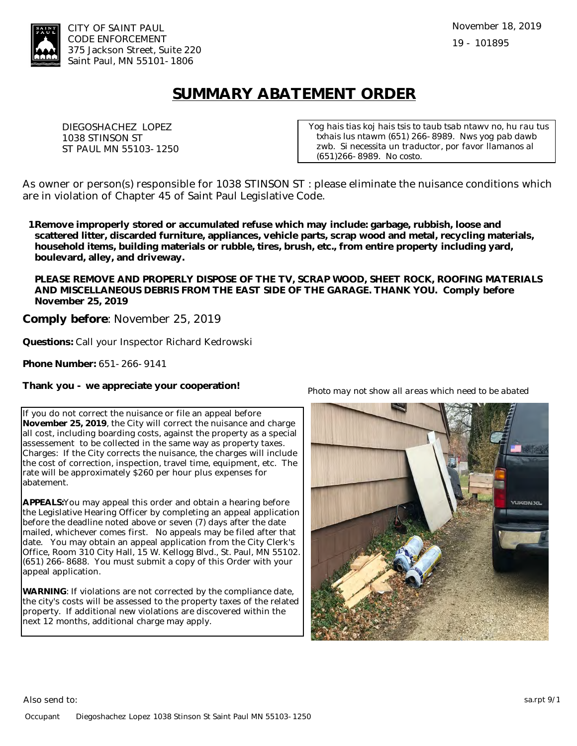CITY OF SAINT PAUL
CODE ENFORCEMENT
375 Jackson Street, Suite 220
Saint Paul, MN 55101-1806

November 18, 2019

19 - 101895

# SUMMARY ABATEMENT ORDER

DIEGOSHACHEZ LOPEZ
1038 STINSON ST
ST PAUL MN 55103-1250

Yog hais tias koj hais tsis to taub tsab ntawv no, hu rau tus txhais lus ntawm (651) 266-8989. Nws yog pab dawb zwb. Si necessita un traductor, por favor llamanos al (651)266-8989. No costo.

As owner or person(s) responsible for 1038 STINSON ST : please eliminate the nuisance conditions which are in violation of Chapter 45 of Saint Paul Legislative Code.

1. **Remove improperly stored or accumulated refuse which may include: garbage, rubbish, loose and scattered litter, discarded furniture, appliances, vehicle parts, scrap wood and metal, recycling materials, household items, building materials or rubble, tires, brush, etc., from entire property including yard, boulevard, alley, and driveway.**

   **PLEASE REMOVE AND PROPERLY DISPOSE OF THE TV, SCRAP WOOD, SHEET ROCK, ROOFING MATERIALS AND MISCELLANEOUS DEBRIS FROM THE EAST SIDE OF THE GARAGE. THANK YOU. Comply before November 25, 2019**

**Comply before**: November 25, 2019

**Questions:** Call your Inspector Richard Kedrowski

**Phone Number:** 651-266-9141

**Thank you - we appreciate your cooperation!**

*Photo may not show all areas which need to be abated*

If you do not correct the nuisance or file an appeal before **November 25, 2019**, the City will correct the nuisance and charge all cost, including boarding costs, against the property as a special assessement to be collected in the same way as property taxes. Charges: If the City corrects the nuisance, the charges will include the cost of correction, inspection, travel time, equipment, etc. The rate will be approximately $260 per hour plus expenses for abatement.

**APPEALS:** You may appeal this order and obtain a hearing before the Legislative Hearing Officer by completing an appeal application before the deadline noted above or seven (7) days after the date mailed, whichever comes first. No appeals may be filed after that date. You may obtain an appeal application from the City Clerk's Office, Room 310 City Hall, 15 W. Kellogg Blvd., St. Paul, MN 55102. (651) 266-8688. You must submit a copy of this Order with your appeal application.

**WARNING**: If violations are not corrected by the compliance date, the city's costs will be assessed to the property taxes of the related property. If additional new violations are discovered within the next 12 months, additional charge may apply.

Also send to:

sa.rpt 9/1

Occupant    Diegoshachez Lopez 1038 Stinson St Saint Paul MN 55103-1250